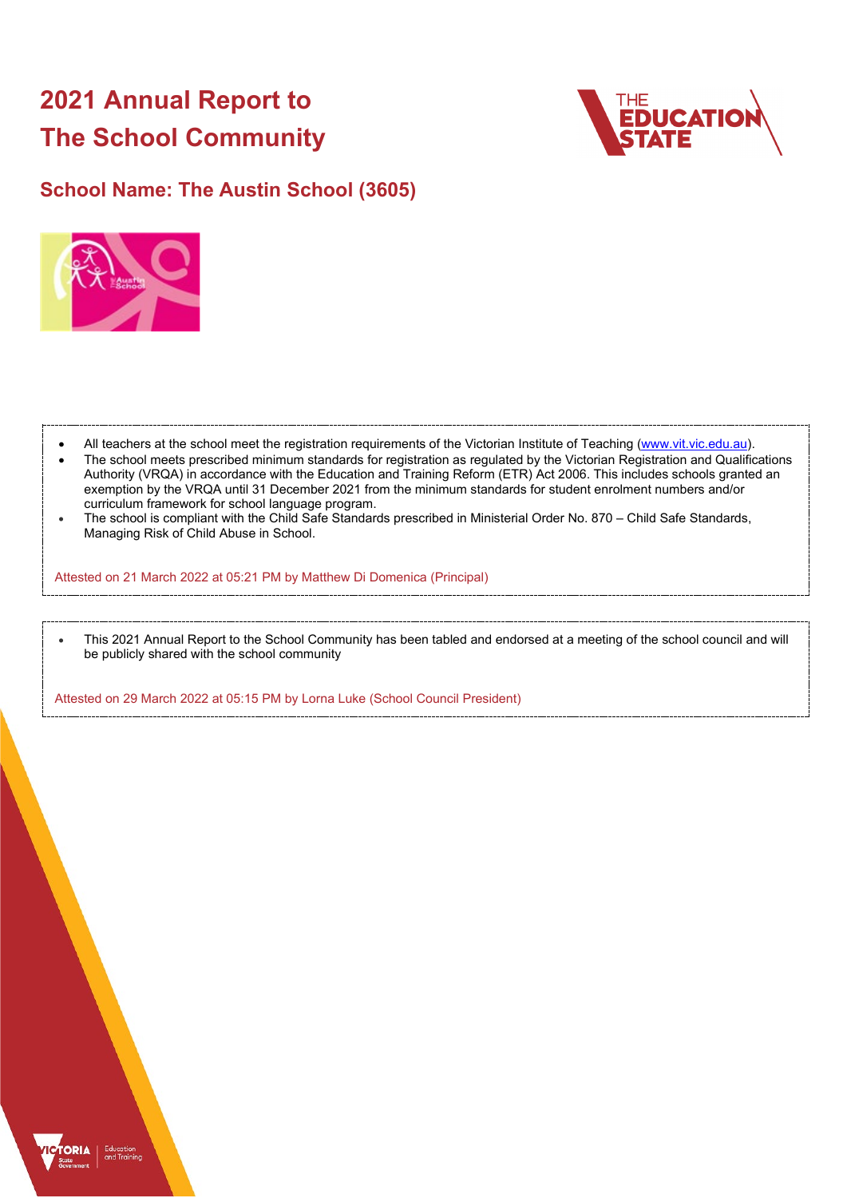# 2021 Annual Report to The School Community

## School Name: The Austin School (3605)

- All teachers at the school meet the registration requirements of the Victorian Institute of Teaching (www.vit.vic.edu.au).
- The school meets prescribed minimum standards for registration as regulated by the Victorian Registration and Qualifications Authority (VRQA) in accordance with the Education and Training Reform (ETR) Act 2006. This includes schools granted an exemption by the VRQA until 31 December 2021 from the minimum standards for student enrolment numbers and/or curriculum framework for school language program.
- The school is compliant with the Child Safe Standards prescribed in Ministerial Order No. 870 – Child Safe Standards, Managing Risk of Child Abuse in School.

Attested on 21 March 2022 at 05:21 PM by Matthew Di Domenica (Principal)

- This 2021 Annual Report to the School Community has been tabled and endorsed at a meeting of the school council and will be publicly shared with the school community

Attested on 29 March 2022 at 05:15 PM by Lorna Luke (School Council President)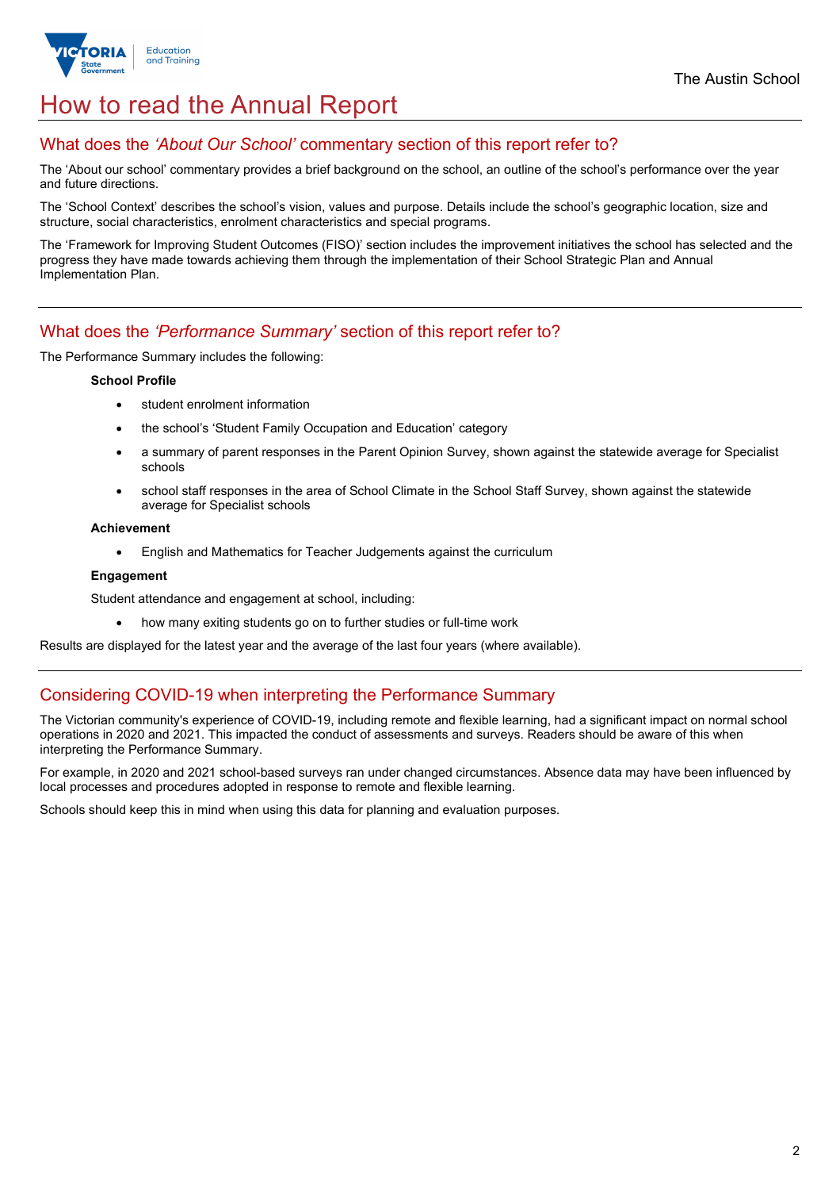# How to read the Annual Report

## What does the *'About Our School'* commentary section of this report refer to?

The 'About our school' commentary provides a brief background on the school, an outline of the school's performance over the year and future directions.

The 'School Context' describes the school's vision, values and purpose. Details include the school's geographic location, size and structure, social characteristics, enrolment characteristics and special programs.

The 'Framework for Improving Student Outcomes (FISO)' section includes the improvement initiatives the school has selected and the progress they have made towards achieving them through the implementation of their School Strategic Plan and Annual Implementation Plan.

## What does the *'Performance Summary'* section of this report refer to?

The Performance Summary includes the following:

**School Profile**

- student enrolment information
- the school's 'Student Family Occupation and Education' category
- a summary of parent responses in the Parent Opinion Survey, shown against the statewide average for Specialist schools
- school staff responses in the area of School Climate in the School Staff Survey, shown against the statewide average for Specialist schools

**Achievement**

- English and Mathematics for Teacher Judgements against the curriculum

**Engagement**

Student attendance and engagement at school, including:

- how many exiting students go on to further studies or full-time work

Results are displayed for the latest year and the average of the last four years (where available).

## Considering COVID-19 when interpreting the Performance Summary

The Victorian community's experience of COVID-19, including remote and flexible learning, had a significant impact on normal school operations in 2020 and 2021. This impacted the conduct of assessments and surveys. Readers should be aware of this when interpreting the Performance Summary.

For example, in 2020 and 2021 school-based surveys ran under changed circumstances. Absence data may have been influenced by local processes and procedures adopted in response to remote and flexible learning.

Schools should keep this in mind when using this data for planning and evaluation purposes.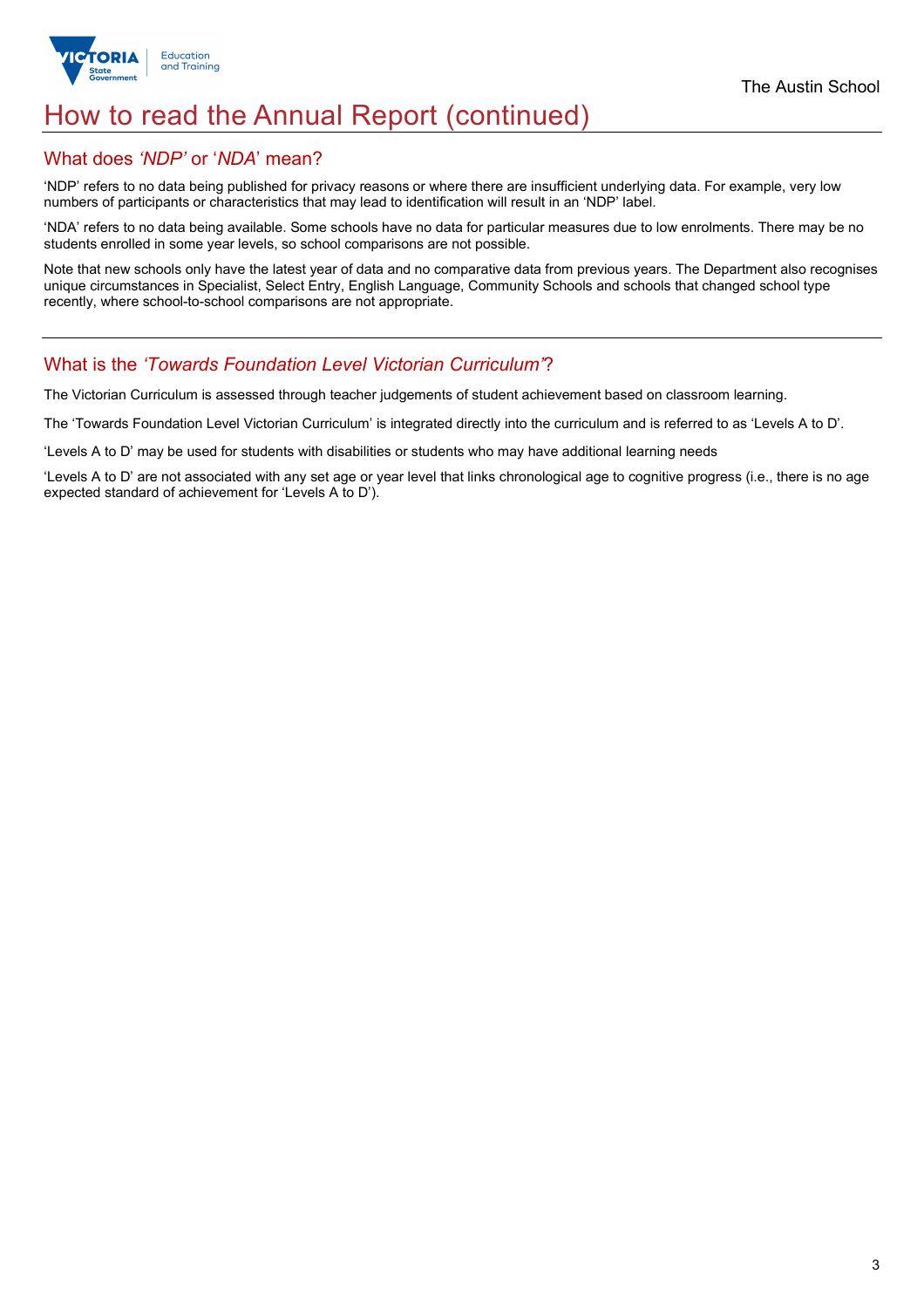# How to read the Annual Report (continued)

## What does *'NDP'* or '*NDA*' mean?

'NDP' refers to no data being published for privacy reasons or where there are insufficient underlying data. For example, very low numbers of participants or characteristics that may lead to identification will result in an 'NDP' label.

'NDA' refers to no data being available. Some schools have no data for particular measures due to low enrolments. There may be no students enrolled in some year levels, so school comparisons are not possible.

Note that new schools only have the latest year of data and no comparative data from previous years. The Department also recognises unique circumstances in Specialist, Select Entry, English Language, Community Schools and schools that changed school type recently, where school-to-school comparisons are not appropriate.

## What is the *'Towards Foundation Level Victorian Curriculum'*?

The Victorian Curriculum is assessed through teacher judgements of student achievement based on classroom learning.

The 'Towards Foundation Level Victorian Curriculum' is integrated directly into the curriculum and is referred to as 'Levels A to D'.

'Levels A to D' may be used for students with disabilities or students who may have additional learning needs

'Levels A to D' are not associated with any set age or year level that links chronological age to cognitive progress (i.e., there is no age expected standard of achievement for 'Levels A to D').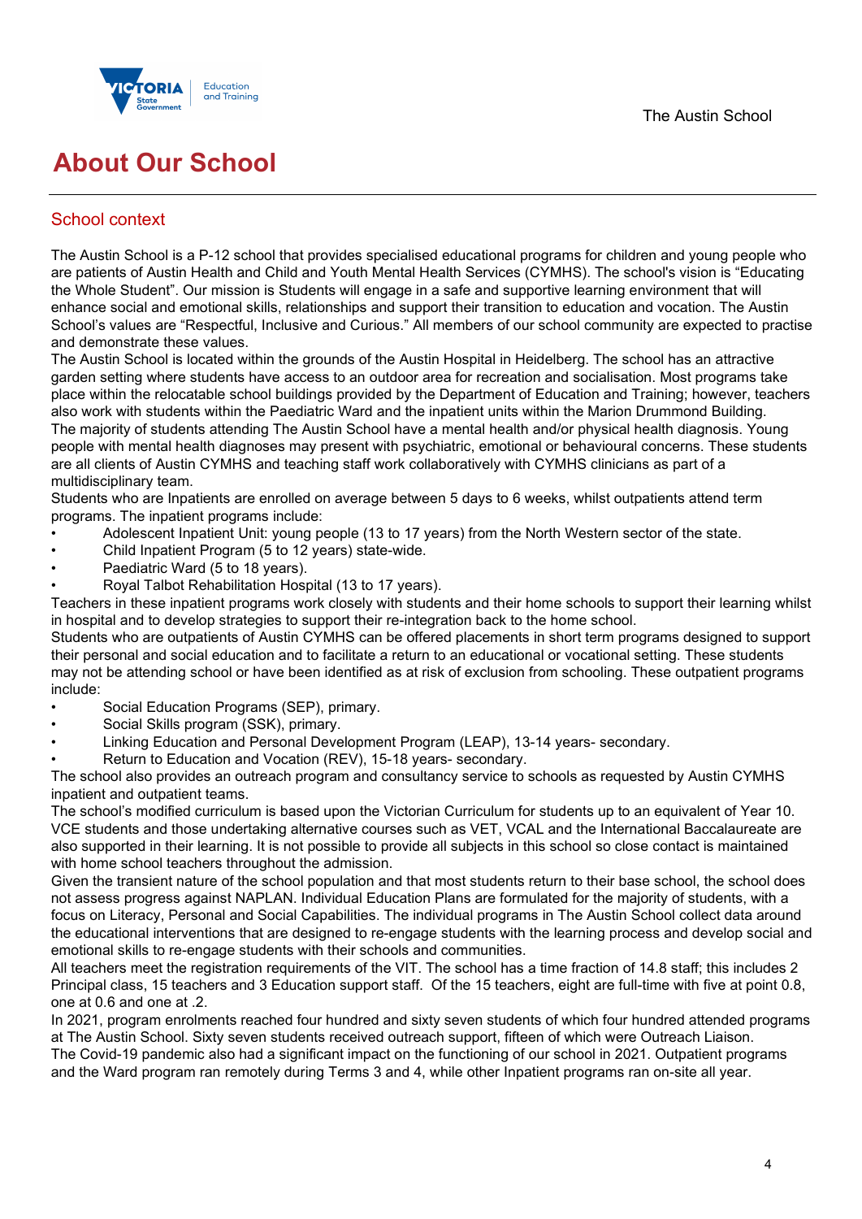# About Our School

## School context

The Austin School is a P-12 school that provides specialised educational programs for children and young people who are patients of Austin Health and Child and Youth Mental Health Services (CYMHS). The school's vision is "Educating the Whole Student". Our mission is Students will engage in a safe and supportive learning environment that will enhance social and emotional skills, relationships and support their transition to education and vocation. The Austin School's values are "Respectful, Inclusive and Curious." All members of our school community are expected to practise and demonstrate these values.

The Austin School is located within the grounds of the Austin Hospital in Heidelberg. The school has an attractive garden setting where students have access to an outdoor area for recreation and socialisation. Most programs take place within the relocatable school buildings provided by the Department of Education and Training; however, teachers also work with students within the Paediatric Ward and the inpatient units within the Marion Drummond Building.

The majority of students attending The Austin School have a mental health and/or physical health diagnosis. Young people with mental health diagnoses may present with psychiatric, emotional or behavioural concerns. These students are all clients of Austin CYMHS and teaching staff work collaboratively with CYMHS clinicians as part of a multidisciplinary team.

Students who are Inpatients are enrolled on average between 5 days to 6 weeks, whilst outpatients attend term programs. The inpatient programs include:

- Adolescent Inpatient Unit: young people (13 to 17 years) from the North Western sector of the state.
- Child Inpatient Program (5 to 12 years) state-wide.
- Paediatric Ward (5 to 18 years).
- Royal Talbot Rehabilitation Hospital (13 to 17 years).

Teachers in these inpatient programs work closely with students and their home schools to support their learning whilst in hospital and to develop strategies to support their re-integration back to the home school.

Students who are outpatients of Austin CYMHS can be offered placements in short term programs designed to support their personal and social education and to facilitate a return to an educational or vocational setting. These students may not be attending school or have been identified as at risk of exclusion from schooling. These outpatient programs include:

- Social Education Programs (SEP), primary.
- Social Skills program (SSK), primary.
- Linking Education and Personal Development Program (LEAP), 13-14 years- secondary.
- Return to Education and Vocation (REV), 15-18 years- secondary.

The school also provides an outreach program and consultancy service to schools as requested by Austin CYMHS inpatient and outpatient teams.

The school's modified curriculum is based upon the Victorian Curriculum for students up to an equivalent of Year 10. VCE students and those undertaking alternative courses such as VET, VCAL and the International Baccalaureate are also supported in their learning. It is not possible to provide all subjects in this school so close contact is maintained with home school teachers throughout the admission.

Given the transient nature of the school population and that most students return to their base school, the school does not assess progress against NAPLAN. Individual Education Plans are formulated for the majority of students, with a focus on Literacy, Personal and Social Capabilities. The individual programs in The Austin School collect data around the educational interventions that are designed to re-engage students with the learning process and develop social and emotional skills to re-engage students with their schools and communities.

All teachers meet the registration requirements of the VIT. The school has a time fraction of 14.8 staff; this includes 2 Principal class, 15 teachers and 3 Education support staff. Of the 15 teachers, eight are full-time with five at point 0.8, one at 0.6 and one at .2.

In 2021, program enrolments reached four hundred and sixty seven students of which four hundred attended programs at The Austin School. Sixty seven students received outreach support, fifteen of which were Outreach Liaison.

The Covid-19 pandemic also had a significant impact on the functioning of our school in 2021. Outpatient programs and the Ward program ran remotely during Terms 3 and 4, while other Inpatient programs ran on-site all year.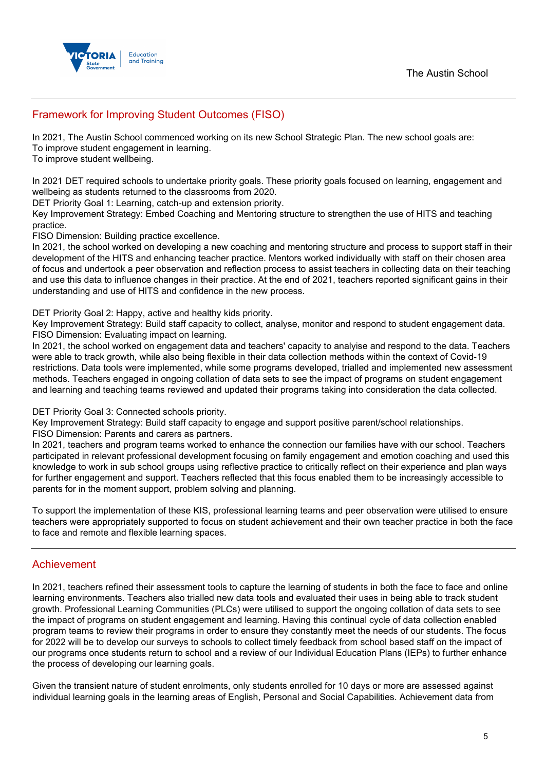## Framework for Improving Student Outcomes (FISO)

In 2021, The Austin School commenced working on its new School Strategic Plan. The new school goals are:
To improve student engagement in learning.
To improve student wellbeing.

In 2021 DET required schools to undertake priority goals. These priority goals focused on learning, engagement and wellbeing as students returned to the classrooms from 2020.
DET Priority Goal 1: Learning, catch-up and extension priority.
Key Improvement Strategy: Embed Coaching and Mentoring structure to strengthen the use of HITS and teaching practice.
FISO Dimension: Building practice excellence.
In 2021, the school worked on developing a new coaching and mentoring structure and process to support staff in their development of the HITS and enhancing teacher practice. Mentors worked individually with staff on their chosen area of focus and undertook a peer observation and reflection process to assist teachers in collecting data on their teaching and use this data to influence changes in their practice. At the end of 2021, teachers reported significant gains in their understanding and use of HITS and confidence in the new process.

DET Priority Goal 2: Happy, active and healthy kids priority.
Key Improvement Strategy: Build staff capacity to collect, analyse, monitor and respond to student engagement data.
FISO Dimension: Evaluating impact on learning.
In 2021, the school worked on engagement data and teachers' capacity to analyse and respond to the data. Teachers were able to track growth, while also being flexible in their data collection methods within the context of Covid-19 restrictions. Data tools were implemented, while some programs developed, trialled and implemented new assessment methods. Teachers engaged in ongoing collation of data sets to see the impact of programs on student engagement and learning and teaching teams reviewed and updated their programs taking into consideration the data collected.

DET Priority Goal 3: Connected schools priority.
Key Improvement Strategy: Build staff capacity to engage and support positive parent/school relationships.
FISO Dimension: Parents and carers as partners.
In 2021, teachers and program teams worked to enhance the connection our families have with our school. Teachers participated in relevant professional development focusing on family engagement and emotion coaching and used this knowledge to work in sub school groups using reflective practice to critically reflect on their experience and plan ways for further engagement and support. Teachers reflected that this focus enabled them to be increasingly accessible to parents for in the moment support, problem solving and planning.

To support the implementation of these KIS, professional learning teams and peer observation were utilised to ensure teachers were appropriately supported to focus on student achievement and their own teacher practice in both the face to face and remote and flexible learning spaces.

## Achievement

In 2021, teachers refined their assessment tools to capture the learning of students in both the face to face and online learning environments. Teachers also trialled new data tools and evaluated their uses in being able to track student growth. Professional Learning Communities (PLCs) were utilised to support the ongoing collation of data sets to see the impact of programs on student engagement and learning. Having this continual cycle of data collection enabled program teams to review their programs in order to ensure they constantly meet the needs of our students. The focus for 2022 will be to develop our surveys to schools to collect timely feedback from school based staff on the impact of our programs once students return to school and a review of our Individual Education Plans (IEPs) to further enhance the process of developing our learning goals.

Given the transient nature of student enrolments, only students enrolled for 10 days or more are assessed against individual learning goals in the learning areas of English, Personal and Social Capabilities. Achievement data from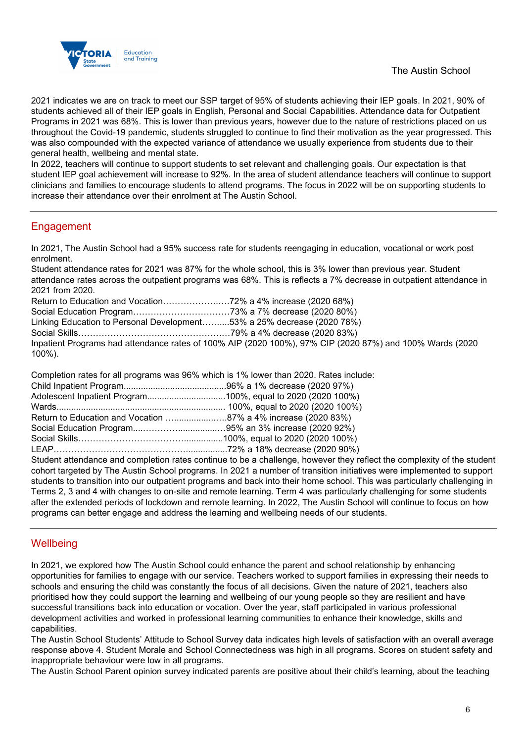2021 indicates we are on track to meet our SSP target of 95% of students achieving their IEP goals. In 2021, 90% of students achieved all of their IEP goals in English, Personal and Social Capabilities. Attendance data for Outpatient Programs in 2021 was 68%. This is lower than previous years, however due to the nature of restrictions placed on us throughout the Covid-19 pandemic, students struggled to continue to find their motivation as the year progressed. This was also compounded with the expected variance of attendance we usually experience from students due to their general health, wellbeing and mental state.

In 2022, teachers will continue to support students to set relevant and challenging goals. Our expectation is that student IEP goal achievement will increase to 92%. In the area of student attendance teachers will continue to support clinicians and families to encourage students to attend programs. The focus in 2022 will be on supporting students to increase their attendance over their enrolment at The Austin School.

## Engagement

In 2021, The Austin School had a 95% success rate for students reengaging in education, vocational or work post enrolment.

Student attendance rates for 2021 was 87% for the whole school, this is 3% lower than previous year. Student attendance rates across the outpatient programs was 68%. This is reflects a 7% decrease in outpatient attendance in 2021 from 2020.

Return to Education and Vocation…………………..72% a 4% increase (2020 68%)
Social Education Program……………………………73% a 7% decrease (2020 80%)
Linking Education to Personal Development………..53% a 25% decrease (2020 78%)
Social Skills……………………………………………79% a 4% decrease (2020 83%)
Inpatient Programs had attendance rates of 100% AIP (2020 100%), 97% CIP (2020 87%) and 100% Wards (2020 100%).

Completion rates for all programs was 96% which is 1% lower than 2020. Rates include:
Child Inpatient Program..........................................96% a 1% decrease (2020 97%)
Adolescent Inpatient Program................................100%, equal to 2020 (2020 100%)
Wards..................................................................... 100%, equal to 2020 (2020 100%)
Return to Education and Vocation …....................87% a 4% increase (2020 83%)
Social Education Program....…………..................95% an 3% increase (2020 92%)
Social Skills………………………………................100%, equal to 2020 (2020 100%)
LEAP………………………………………................72% a 18% decrease (2020 90%)
Student attendance and completion rates continue to be a challenge, however they reflect the complexity of the student cohort targeted by The Austin School programs. In 2021 a number of transition initiatives were implemented to support students to transition into our outpatient programs and back into their home school. This was particularly challenging in Terms 2, 3 and 4 with changes to on-site and remote learning. Term 4 was particularly challenging for some students after the extended periods of lockdown and remote learning. In 2022, The Austin School will continue to focus on how programs can better engage and address the learning and wellbeing needs of our students.

## Wellbeing

In 2021, we explored how The Austin School could enhance the parent and school relationship by enhancing opportunities for families to engage with our service. Teachers worked to support families in expressing their needs to schools and ensuring the child was constantly the focus of all decisions. Given the nature of 2021, teachers also prioritised how they could support the learning and wellbeing of our young people so they are resilient and have successful transitions back into education or vocation. Over the year, staff participated in various professional development activities and worked in professional learning communities to enhance their knowledge, skills and capabilities.

The Austin School Students' Attitude to School Survey data indicates high levels of satisfaction with an overall average response above 4. Student Morale and School Connectedness was high in all programs. Scores on student safety and inappropriate behaviour were low in all programs.

The Austin School Parent opinion survey indicated parents are positive about their child's learning, about the teaching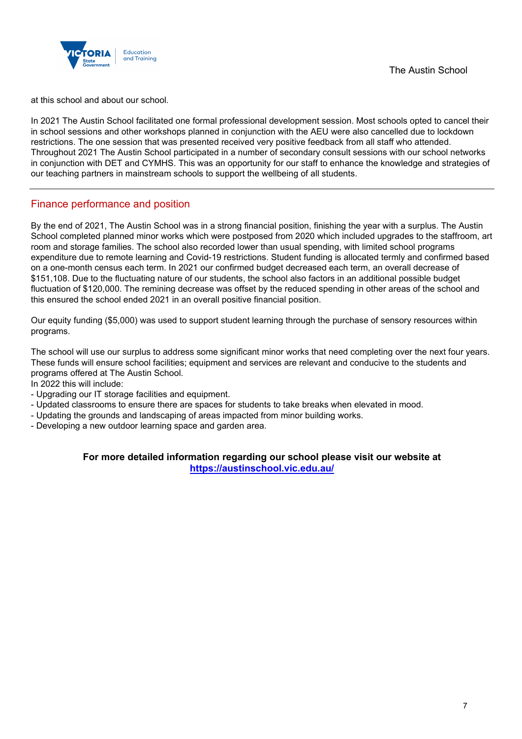at this school and about our school.

In 2021 The Austin School facilitated one formal professional development session. Most schools opted to cancel their in school sessions and other workshops planned in conjunction with the AEU were also cancelled due to lockdown restrictions. The one session that was presented received very positive feedback from all staff who attended. Throughout 2021 The Austin School participated in a number of secondary consult sessions with our school networks in conjunction with DET and CYMHS. This was an opportunity for our staff to enhance the knowledge and strategies of our teaching partners in mainstream schools to support the wellbeing of all students.

---

## Finance performance and position

By the end of 2021, The Austin School was in a strong financial position, finishing the year with a surplus. The Austin School completed planned minor works which were postposed from 2020 which included upgrades to the staffroom, art room and storage families. The school also recorded lower than usual spending, with limited school programs expenditure due to remote learning and Covid-19 restrictions. Student funding is allocated termly and confirmed based on a one-month census each term. In 2021 our confirmed budget decreased each term, an overall decrease of $151,108. Due to the fluctuating nature of our students, the school also factors in an additional possible budget fluctuation of $120,000. The remining decrease was offset by the reduced spending in other areas of the school and this ensured the school ended 2021 in an overall positive financial position.

Our equity funding ($5,000) was used to support student learning through the purchase of sensory resources within programs.

The school will use our surplus to address some significant minor works that need completing over the next four years. These funds will ensure school facilities; equipment and services are relevant and conducive to the students and programs offered at The Austin School.
In 2022 this will include:
- Upgrading our IT storage facilities and equipment.
- Updated classrooms to ensure there are spaces for students to take breaks when elevated in mood.
- Updating the grounds and landscaping of areas impacted from minor building works.
- Developing a new outdoor learning space and garden area.

**For more detailed information regarding our school please visit our website at [https://austinschool.vic.edu.au/](https://austinschool.vic.edu.au/)**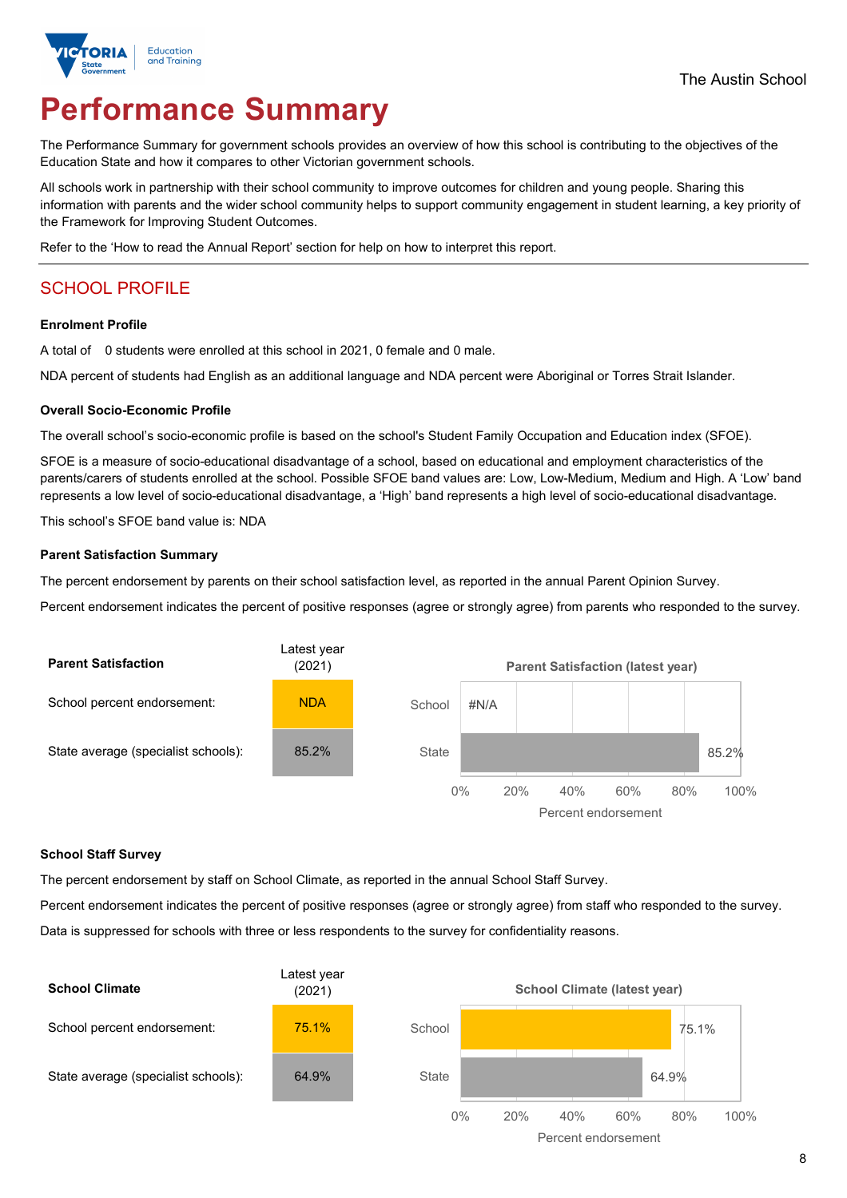The Austin School

# Performance Summary

The Performance Summary for government schools provides an overview of how this school is contributing to the objectives of the Education State and how it compares to other Victorian government schools.

All schools work in partnership with their school community to improve outcomes for children and young people. Sharing this information with parents and the wider school community helps to support community engagement in student learning, a key priority of the Framework for Improving Student Outcomes.

Refer to the 'How to read the Annual Report' section for help on how to interpret this report.

## SCHOOL PROFILE

### Enrolment Profile

A total of 0 students were enrolled at this school in 2021, 0 female and 0 male.

NDA percent of students had English as an additional language and NDA percent were Aboriginal or Torres Strait Islander.

### Overall Socio-Economic Profile

The overall school's socio-economic profile is based on the school's Student Family Occupation and Education index (SFOE).

SFOE is a measure of socio-educational disadvantage of a school, based on educational and employment characteristics of the parents/carers of students enrolled at the school. Possible SFOE band values are: Low, Low-Medium, Medium and High. A 'Low' band represents a low level of socio-educational disadvantage, a 'High' band represents a high level of socio-educational disadvantage.

This school's SFOE band value is: NDA

### Parent Satisfaction Summary

The percent endorsement by parents on their school satisfaction level, as reported in the annual Parent Opinion Survey.

Percent endorsement indicates the percent of positive responses (agree or strongly agree) from parents who responded to the survey.

| Parent Satisfaction | Latest year (2021) |
|---|---|
| School percent endorsement: | NDA |
| State average (specialist schools): | 85.2% |

**Parent Satisfaction (latest year)**

| | Percent endorsement |
|---|---|
| School | #N/A |
| State | 85.2% |

### School Staff Survey

The percent endorsement by staff on School Climate, as reported in the annual School Staff Survey.

Percent endorsement indicates the percent of positive responses (agree or strongly agree) from staff who responded to the survey.

Data is suppressed for schools with three or less respondents to the survey for confidentiality reasons.

| School Climate | Latest year (2021) |
|---|---|
| School percent endorsement: | 75.1% |
| State average (specialist schools): | 64.9% |

**School Climate (latest year)**

| | Percent endorsement |
|---|---|
| School | 75.1% |
| State | 64.9% |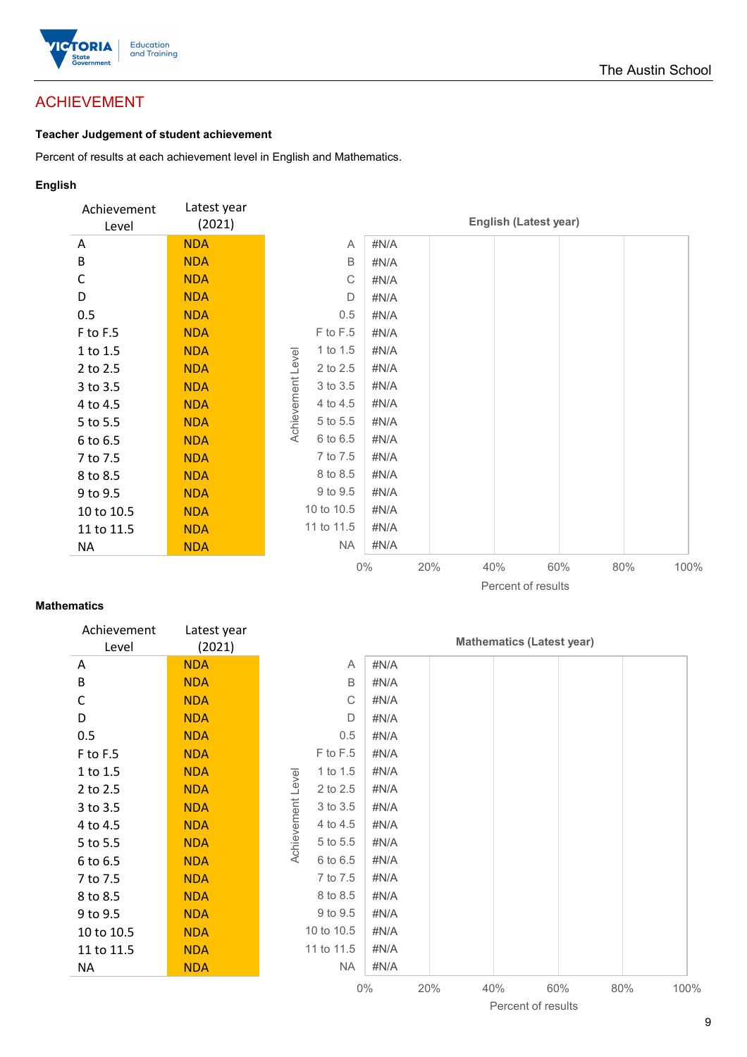## ACHIEVEMENT

**Teacher Judgement of student achievement**

Percent of results at each achievement level in English and Mathematics.

**English**

| Achievement Level | Latest year (2021) |
|---|---|
| A | NDA |
| B | NDA |
| C | NDA |
| D | NDA |
| 0.5 | NDA |
| F to F.5 | NDA |
| 1 to 1.5 | NDA |
| 2 to 2.5 | NDA |
| 3 to 3.5 | NDA |
| 4 to 4.5 | NDA |
| 5 to 5.5 | NDA |
| 6 to 6.5 | NDA |
| 7 to 7.5 | NDA |
| 8 to 8.5 | NDA |
| 9 to 9.5 | NDA |
| 10 to 10.5 | NDA |
| 11 to 11.5 | NDA |
| NA | NDA |

English (Latest year)

| Achievement Level | Percent of results |
|---|---|
| A | #N/A |
| B | #N/A |
| C | #N/A |
| D | #N/A |
| 0.5 | #N/A |
| F to F.5 | #N/A |
| 1 to 1.5 | #N/A |
| 2 to 2.5 | #N/A |
| 3 to 3.5 | #N/A |
| 4 to 4.5 | #N/A |
| 5 to 5.5 | #N/A |
| 6 to 6.5 | #N/A |
| 7 to 7.5 | #N/A |
| 8 to 8.5 | #N/A |
| 9 to 9.5 | #N/A |
| 10 to 10.5 | #N/A |
| 11 to 11.5 | #N/A |
| NA | #N/A |

**Mathematics**

| Achievement Level | Latest year (2021) |
|---|---|
| A | NDA |
| B | NDA |
| C | NDA |
| D | NDA |
| 0.5 | NDA |
| F to F.5 | NDA |
| 1 to 1.5 | NDA |
| 2 to 2.5 | NDA |
| 3 to 3.5 | NDA |
| 4 to 4.5 | NDA |
| 5 to 5.5 | NDA |
| 6 to 6.5 | NDA |
| 7 to 7.5 | NDA |
| 8 to 8.5 | NDA |
| 9 to 9.5 | NDA |
| 10 to 10.5 | NDA |
| 11 to 11.5 | NDA |
| NA | NDA |

Mathematics (Latest year)

| Achievement Level | Percent of results |
|---|---|
| A | #N/A |
| B | #N/A |
| C | #N/A |
| D | #N/A |
| 0.5 | #N/A |
| F to F.5 | #N/A |
| 1 to 1.5 | #N/A |
| 2 to 2.5 | #N/A |
| 3 to 3.5 | #N/A |
| 4 to 4.5 | #N/A |
| 5 to 5.5 | #N/A |
| 6 to 6.5 | #N/A |
| 7 to 7.5 | #N/A |
| 8 to 8.5 | #N/A |
| 9 to 9.5 | #N/A |
| 10 to 10.5 | #N/A |
| 11 to 11.5 | #N/A |
| NA | #N/A |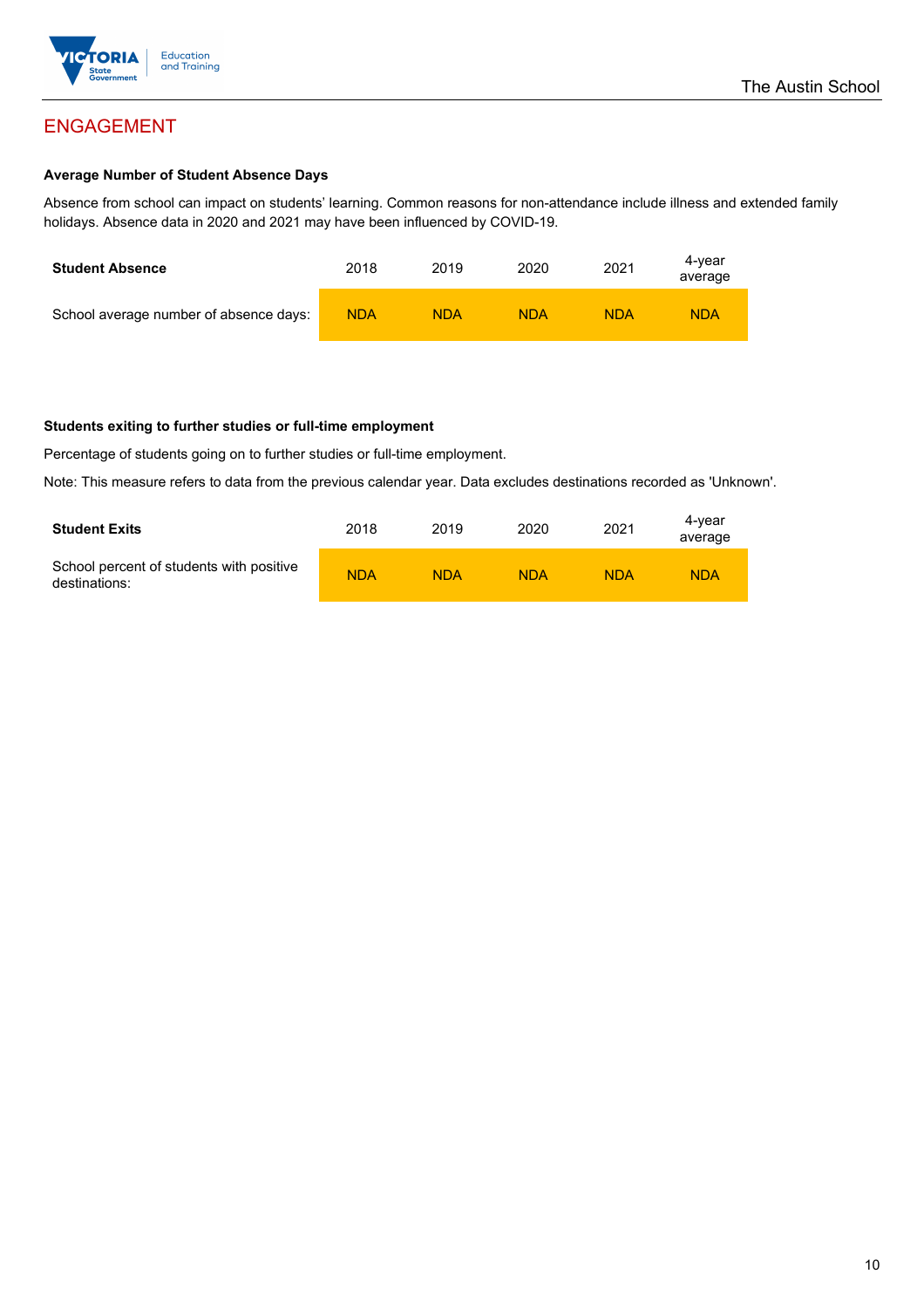## ENGAGEMENT

**Average Number of Student Absence Days**

Absence from school can impact on students' learning. Common reasons for non-attendance include illness and extended family holidays. Absence data in 2020 and 2021 may have been influenced by COVID-19.

| **Student Absence** | 2018 | 2019 | 2020 | 2021 | 4-year average |
|---|---|---|---|---|---|
| School average number of absence days: | NDA | NDA | NDA | NDA | NDA |

**Students exiting to further studies or full-time employment**

Percentage of students going on to further studies or full-time employment.

Note: This measure refers to data from the previous calendar year. Data excludes destinations recorded as 'Unknown'.

| **Student Exits** | 2018 | 2019 | 2020 | 2021 | 4-year average |
|---|---|---|---|---|---|
| School percent of students with positive destinations: | NDA | NDA | NDA | NDA | NDA |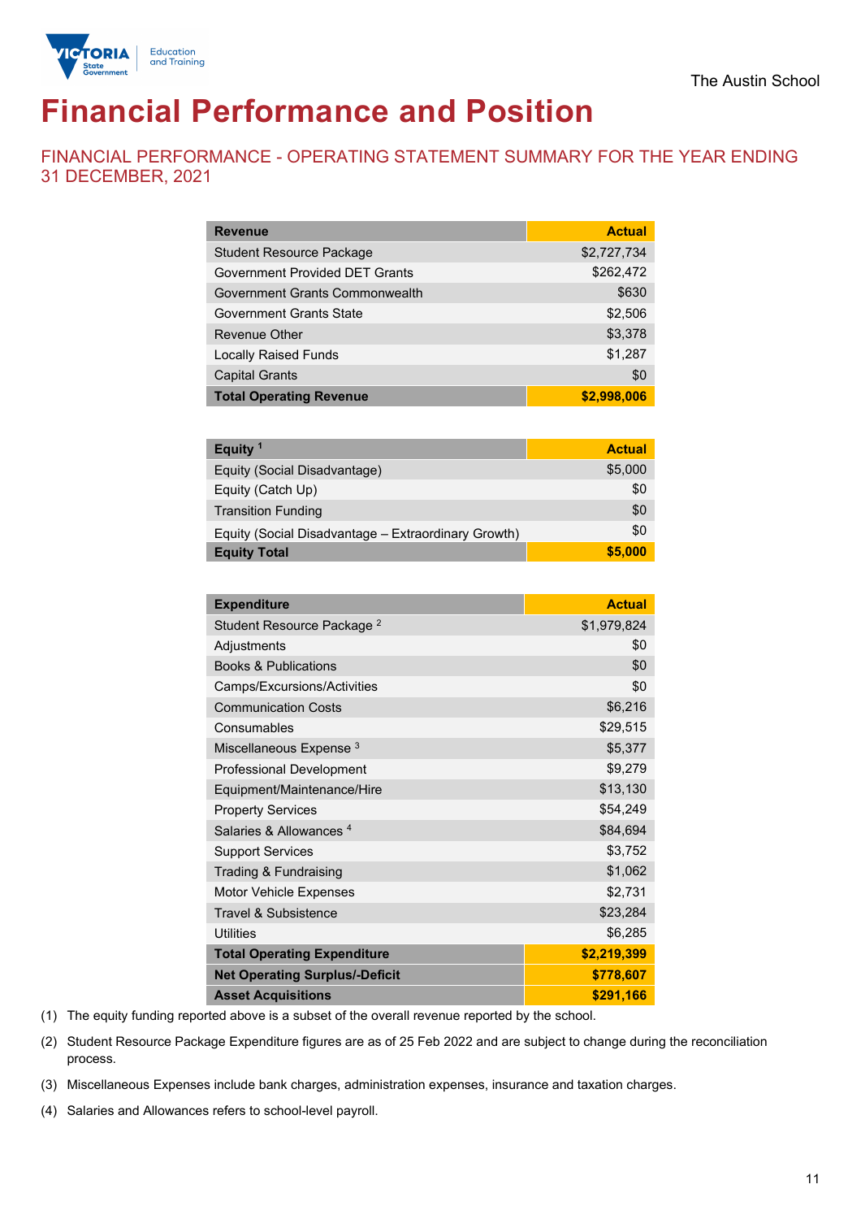The Austin School

# Financial Performance and Position

## FINANCIAL PERFORMANCE - OPERATING STATEMENT SUMMARY FOR THE YEAR ENDING 31 DECEMBER, 2021

| Revenue | Actual |
|---|---|
| Student Resource Package | $2,727,734 |
| Government Provided DET Grants | $262,472 |
| Government Grants Commonwealth | $630 |
| Government Grants State | $2,506 |
| Revenue Other | $3,378 |
| Locally Raised Funds | $1,287 |
| Capital Grants | $0 |
| **Total Operating Revenue** | **$2,998,006** |

| Equity [1] | Actual |
|---|---|
| Equity (Social Disadvantage) | $5,000 |
| Equity (Catch Up) | $0 |
| Transition Funding | $0 |
| Equity (Social Disadvantage – Extraordinary Growth) | $0 |
| **Equity Total** | **$5,000** |

| Expenditure | Actual |
|---|---|
| Student Resource Package [2] | $1,979,824 |
| Adjustments | $0 |
| Books & Publications | $0 |
| Camps/Excursions/Activities | $0 |
| Communication Costs | $6,216 |
| Consumables | $29,515 |
| Miscellaneous Expense [3] | $5,377 |
| Professional Development | $9,279 |
| Equipment/Maintenance/Hire | $13,130 |
| Property Services | $54,249 |
| Salaries & Allowances [4] | $84,694 |
| Support Services | $3,752 |
| Trading & Fundraising | $1,062 |
| Motor Vehicle Expenses | $2,731 |
| Travel & Subsistence | $23,284 |
| Utilities | $6,285 |
| **Total Operating Expenditure** | **$2,219,399** |
| **Net Operating Surplus/-Deficit** | **$778,607** |
| **Asset Acquisitions** | **$291,166** |

(1) The equity funding reported above is a subset of the overall revenue reported by the school.

(2) Student Resource Package Expenditure figures are as of 25 Feb 2022 and are subject to change during the reconciliation process.

(3) Miscellaneous Expenses include bank charges, administration expenses, insurance and taxation charges.

(4) Salaries and Allowances refers to school-level payroll.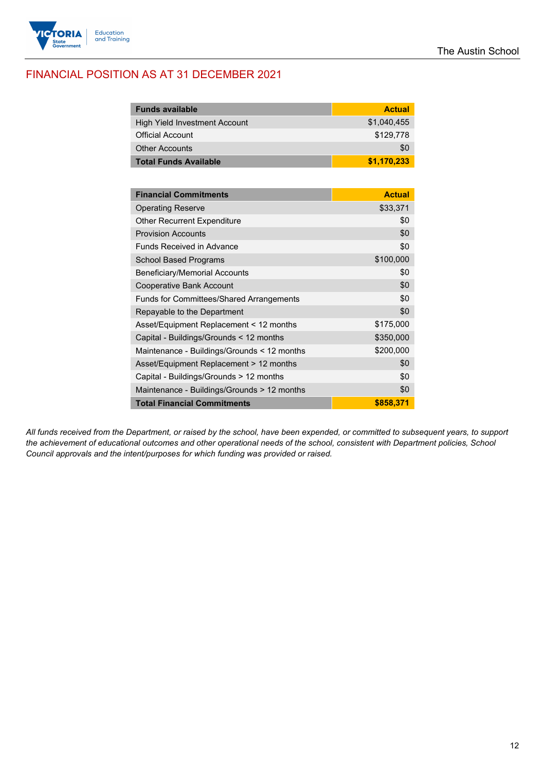## FINANCIAL POSITION AS AT 31 DECEMBER 2021

| Funds available | Actual |
|---|---|
| High Yield Investment Account | $1,040,455 |
| Official Account | $129,778 |
| Other Accounts | $0 |
| **Total Funds Available** | **$1,170,233** |

| Financial Commitments | Actual |
|---|---|
| Operating Reserve | $33,371 |
| Other Recurrent Expenditure | $0 |
| Provision Accounts | $0 |
| Funds Received in Advance | $0 |
| School Based Programs | $100,000 |
| Beneficiary/Memorial Accounts | $0 |
| Cooperative Bank Account | $0 |
| Funds for Committees/Shared Arrangements | $0 |
| Repayable to the Department | $0 |
| Asset/Equipment Replacement < 12 months | $175,000 |
| Capital - Buildings/Grounds < 12 months | $350,000 |
| Maintenance - Buildings/Grounds < 12 months | $200,000 |
| Asset/Equipment Replacement > 12 months | $0 |
| Capital - Buildings/Grounds > 12 months | $0 |
| Maintenance - Buildings/Grounds > 12 months | $0 |
| **Total Financial Commitments** | **$858,371** |

*All funds received from the Department, or raised by the school, have been expended, or committed to subsequent years, to support the achievement of educational outcomes and other operational needs of the school, consistent with Department policies, School Council approvals and the intent/purposes for which funding was provided or raised.*